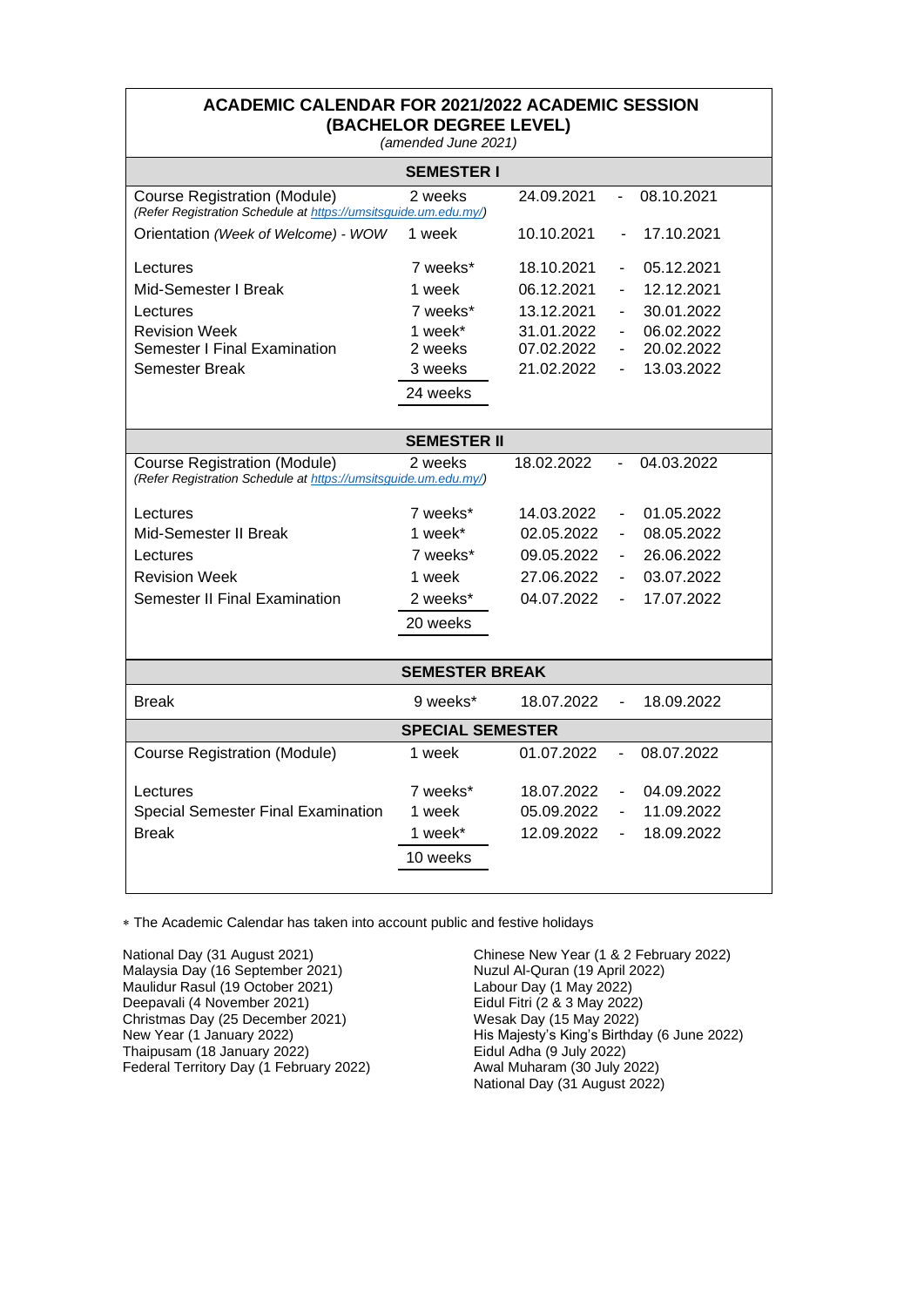# ACADEMIC CALENDAR FOR 2021/2022 ACADEMIC SESSION (BACHELOR DEGREE LEVEL)

*(amended June 2021)*

| | | | | |
|---|---|---|---|---|
| **SEMESTER I** | | | | |
| Course Registration (Module) *(Refer Registration Schedule at https://umsitsguide.um.edu.my/)* | 2 weeks | 24.09.2021 | - | 08.10.2021 |
| Orientation *(Week of Welcome) - WOW* | 1 week | 10.10.2021 | - | 17.10.2021 |
| Lectures | 7 weeks* | 18.10.2021 | - | 05.12.2021 |
| Mid-Semester I Break | 1 week | 06.12.2021 | - | 12.12.2021 |
| Lectures | 7 weeks* | 13.12.2021 | - | 30.01.2022 |
| Revision Week | 1 week* | 31.01.2022 | - | 06.02.2022 |
| Semester I Final Examination | 2 weeks | 07.02.2022 | - | 20.02.2022 |
| Semester Break | 3 weeks | 21.02.2022 | - | 13.03.2022 |
| | 24 weeks | | | |
| **SEMESTER II** | | | | |
| Course Registration (Module) *(Refer Registration Schedule at https://umsitsguide.um.edu.my/)* | 2 weeks | 18.02.2022 | - | 04.03.2022 |
| Lectures | 7 weeks* | 14.03.2022 | - | 01.05.2022 |
| Mid-Semester II Break | 1 week* | 02.05.2022 | - | 08.05.2022 |
| Lectures | 7 weeks* | 09.05.2022 | - | 26.06.2022 |
| Revision Week | 1 week | 27.06.2022 | - | 03.07.2022 |
| Semester II Final Examination | 2 weeks* | 04.07.2022 | - | 17.07.2022 |
| | 20 weeks | | | |
| **SEMESTER BREAK** | | | | |
| Break | 9 weeks* | 18.07.2022 | - | 18.09.2022 |
| **SPECIAL SEMESTER** | | | | |
| Course Registration (Module) | 1 week | 01.07.2022 | - | 08.07.2022 |
| Lectures | 7 weeks* | 18.07.2022 | - | 04.09.2022 |
| Special Semester Final Examination | 1 week | 05.09.2022 | - | 11.09.2022 |
| Break | 1 week* | 12.09.2022 | - | 18.09.2022 |
| | 10 weeks | | | |

* The Academic Calendar has taken into account public and festive holidays

National Day (31 August 2021)
Malaysia Day (16 September 2021)
Maulidur Rasul (19 October 2021)
Deepavali (4 November 2021)
Christmas Day (25 December 2021)
New Year (1 January 2022)
Thaipusam (18 January 2022)
Federal Territory Day (1 February 2022)
Chinese New Year (1 & 2 February 2022)
Nuzul Al-Quran (19 April 2022)
Labour Day (1 May 2022)
Eidul Fitri (2 & 3 May 2022)
Wesak Day (15 May 2022)
His Majesty's King's Birthday (6 June 2022)
Eidul Adha (9 July 2022)
Awal Muharam (30 July 2022)
National Day (31 August 2022)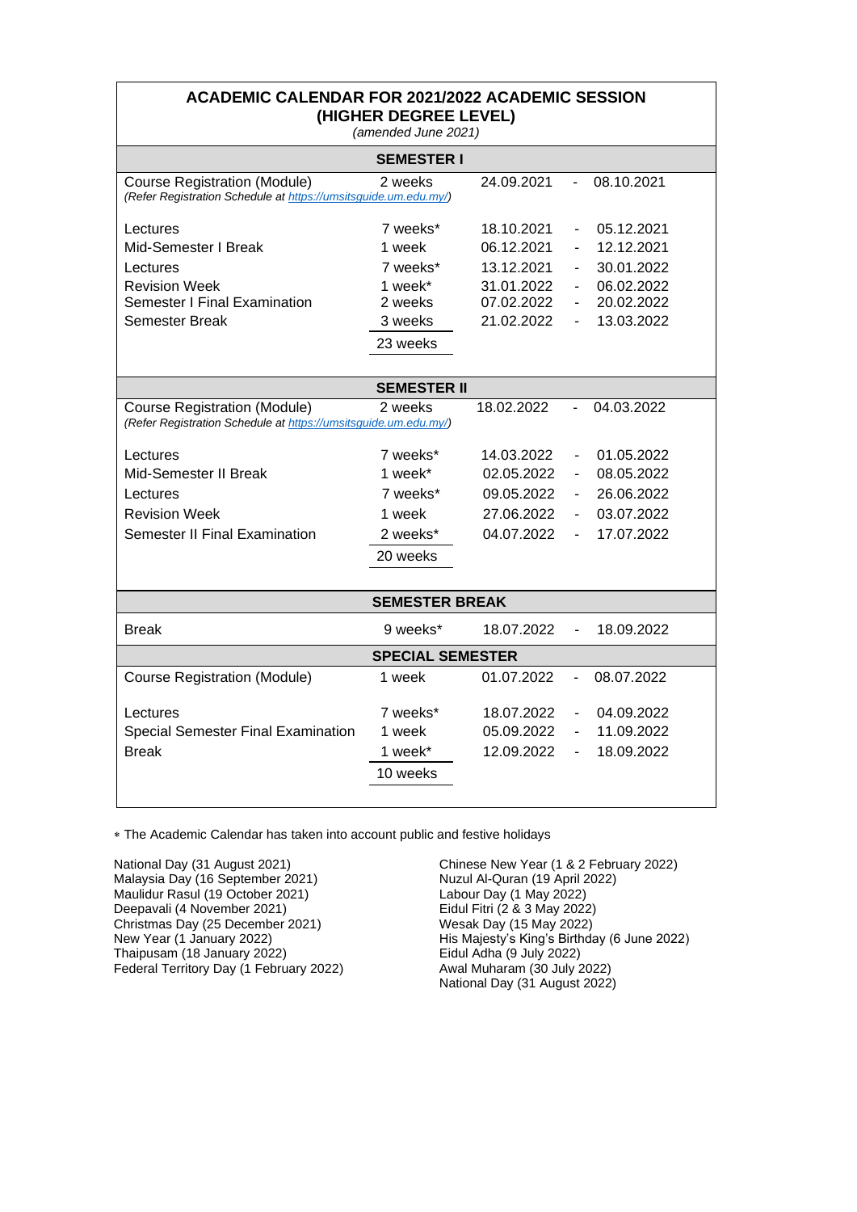# ACADEMIC CALENDAR FOR 2021/2022 ACADEMIC SESSION (HIGHER DEGREE LEVEL)

*(amended June 2021)*

| | | | | |
|---|---|---|---|---|
| **SEMESTER I** | | | | |
| Course Registration (Module) *(Refer Registration Schedule at https://umsitsguide.um.edu.my/)* | 2 weeks | 24.09.2021 | - | 08.10.2021 |
| Lectures | 7 weeks* | 18.10.2021 | - | 05.12.2021 |
| Mid-Semester I Break | 1 week | 06.12.2021 | - | 12.12.2021 |
| Lectures | 7 weeks* | 13.12.2021 | - | 30.01.2022 |
| Revision Week | 1 week* | 31.01.2022 | - | 06.02.2022 |
| Semester I Final Examination | 2 weeks | 07.02.2022 | - | 20.02.2022 |
| Semester Break | 3 weeks | 21.02.2022 | - | 13.03.2022 |
| | 23 weeks | | | |
| **SEMESTER II** | | | | |
| Course Registration (Module) *(Refer Registration Schedule at https://umsitsguide.um.edu.my/)* | 2 weeks | 18.02.2022 | - | 04.03.2022 |
| Lectures | 7 weeks* | 14.03.2022 | - | 01.05.2022 |
| Mid-Semester II Break | 1 week* | 02.05.2022 | - | 08.05.2022 |
| Lectures | 7 weeks* | 09.05.2022 | - | 26.06.2022 |
| Revision Week | 1 week | 27.06.2022 | - | 03.07.2022 |
| Semester II Final Examination | 2 weeks* | 04.07.2022 | - | 17.07.2022 |
| | 20 weeks | | | |
| **SEMESTER BREAK** | | | | |
| Break | 9 weeks* | 18.07.2022 | - | 18.09.2022 |
| **SPECIAL SEMESTER** | | | | |
| Course Registration (Module) | 1 week | 01.07.2022 | - | 08.07.2022 |
| Lectures | 7 weeks* | 18.07.2022 | - | 04.09.2022 |
| Special Semester Final Examination | 1 week | 05.09.2022 | - | 11.09.2022 |
| Break | 1 week* | 12.09.2022 | - | 18.09.2022 |
| | 10 weeks | | | |

\* The Academic Calendar has taken into account public and festive holidays

National Day (31 August 2021)
Malaysia Day (16 September 2021)
Maulidur Rasul (19 October 2021)
Deepavali (4 November 2021)
Christmas Day (25 December 2021)
New Year (1 January 2022)
Thaipusam (18 January 2022)
Federal Territory Day (1 February 2022)
Chinese New Year (1 & 2 February 2022)
Nuzul Al-Quran (19 April 2022)
Labour Day (1 May 2022)
Eidul Fitri (2 & 3 May 2022)
Wesak Day (15 May 2022)
His Majesty's King's Birthday (6 June 2022)
Eidul Adha (9 July 2022)
Awal Muharam (30 July 2022)
National Day (31 August 2022)